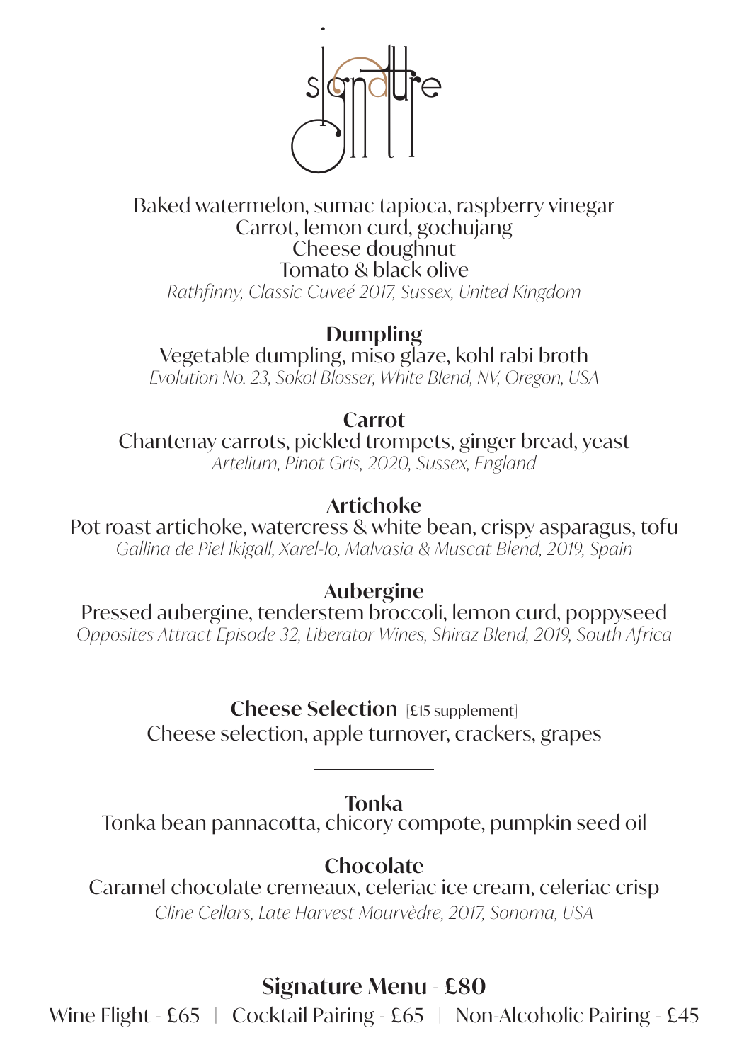# signature

Baked watermelon, sumac tapioca, raspberry vinegar
Carrot, lemon curd, gochujang
Cheese doughnut
Tomato & black olive
*Rathfinny, Classic Cuveé 2017, Sussex, United Kingdom*

**Dumpling**
Vegetable dumpling, miso glaze, kohl rabi broth
*Evolution No. 23, Sokol Blosser, White Blend, NV, Oregon, USA*

**Carrot**
Chantenay carrots, pickled trompets, ginger bread, yeast
*Artelium, Pinot Gris, 2020, Sussex, England*

**Artichoke**
Pot roast artichoke, watercress & white bean, crispy asparagus, tofu
*Gallina de Piel Ikigall, Xarel-lo, Malvasia & Muscat Blend, 2019, Spain*

**Aubergine**
Pressed aubergine, tenderstem broccoli, lemon curd, poppyseed
*Opposites Attract Episode 32, Liberator Wines, Shiraz Blend, 2019, South Africa*

---

**Cheese Selection** [£15 supplement]
Cheese selection, apple turnover, crackers, grapes

---

**Tonka**
Tonka bean pannacotta, chicory compote, pumpkin seed oil

**Chocolate**
Caramel chocolate cremeaux, celeriac ice cream, celeriac crisp
*Cline Cellars, Late Harvest Mourvèdre, 2017, Sonoma, USA*

## Signature Menu - £80

Wine Flight - £65 | Cocktail Pairing - £65 | Non-Alcoholic Pairing - £45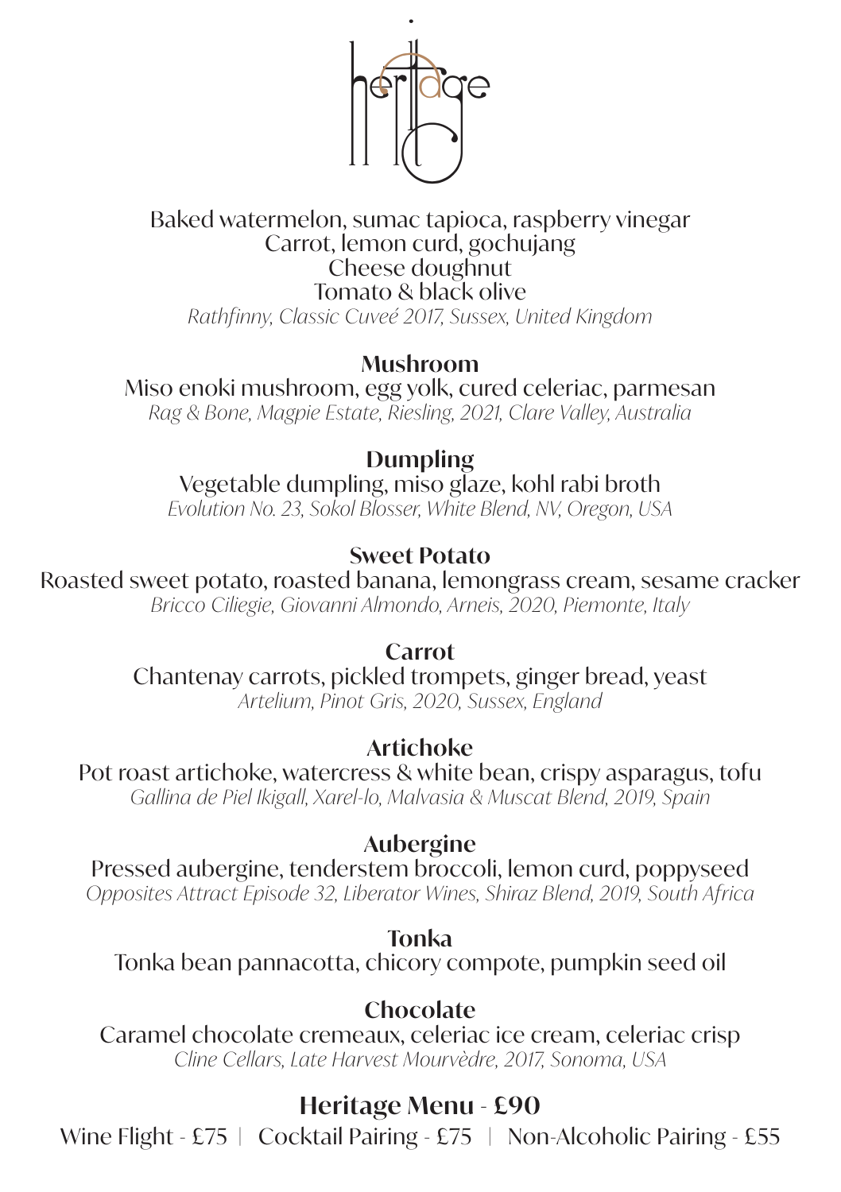# heritage

Baked watermelon, sumac tapioca, raspberry vinegar
Carrot, lemon curd, gochujang
Cheese doughnut
Tomato & black olive
*Rathfinny, Classic Cuveé 2017, Sussex, United Kingdom*

**Mushroom**
Miso enoki mushroom, egg yolk, cured celeriac, parmesan
*Rag & Bone, Magpie Estate, Riesling, 2021, Clare Valley, Australia*

**Dumpling**
Vegetable dumpling, miso glaze, kohl rabi broth
*Evolution No. 23, Sokol Blosser, White Blend, NV, Oregon, USA*

**Sweet Potato**
Roasted sweet potato, roasted banana, lemongrass cream, sesame cracker
*Bricco Ciliegie, Giovanni Almondo, Arneis, 2020, Piemonte, Italy*

**Carrot**
Chantenay carrots, pickled trompets, ginger bread, yeast
*Artelium, Pinot Gris, 2020, Sussex, England*

**Artichoke**
Pot roast artichoke, watercress & white bean, crispy asparagus, tofu
*Gallina de Piel Ikigall, Xarel-lo, Malvasia & Muscat Blend, 2019, Spain*

**Aubergine**
Pressed aubergine, tenderstem broccoli, lemon curd, poppyseed
*Opposites Attract Episode 32, Liberator Wines, Shiraz Blend, 2019, South Africa*

**Tonka**
Tonka bean pannacotta, chicory compote, pumpkin seed oil

**Chocolate**
Caramel chocolate cremeaux, celeriac ice cream, celeriac crisp
*Cline Cellars, Late Harvest Mourvèdre, 2017, Sonoma, USA*

**Heritage Menu - £90**
Wine Flight - £75 | Cocktail Pairing - £75 | Non-Alcoholic Pairing - £55